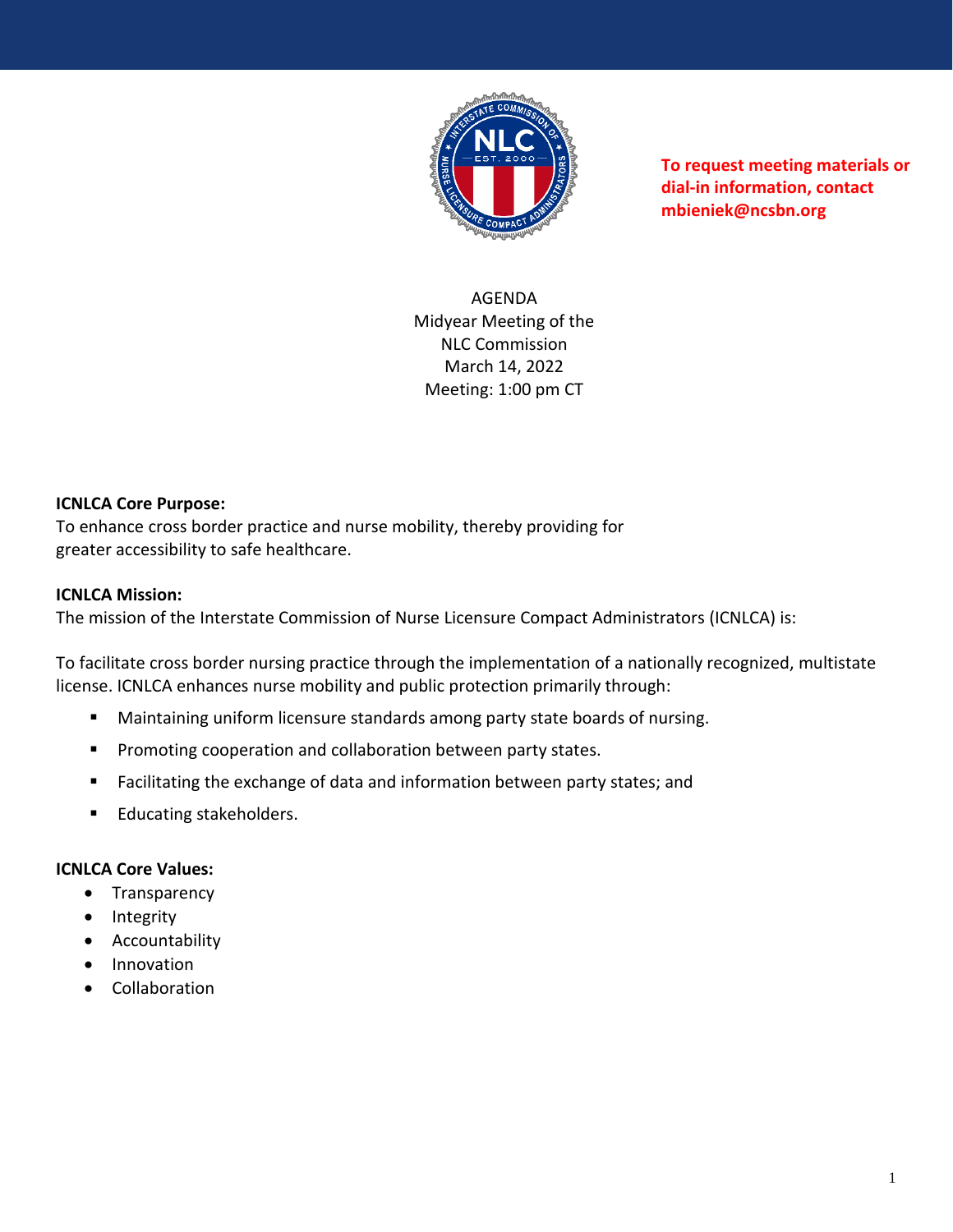**To request meeting materials or dial-in information, contact mbieniek@ncsbn.org**

# AGENDA
Midyear Meeting of the
NLC Commission
March 14, 2022
Meeting: 1:00 pm CT

**ICNLCA Core Purpose:**
To enhance cross border practice and nurse mobility, thereby providing for greater accessibility to safe healthcare.

**ICNLCA Mission:**
The mission of the Interstate Commission of Nurse Licensure Compact Administrators (ICNLCA) is:

To facilitate cross border nursing practice through the implementation of a nationally recognized, multistate license. ICNLCA enhances nurse mobility and public protection primarily through:

- Maintaining uniform licensure standards among party state boards of nursing.
- Promoting cooperation and collaboration between party states.
- Facilitating the exchange of data and information between party states; and
- Educating stakeholders.

**ICNLCA Core Values:**
- Transparency
- Integrity
- Accountability
- Innovation
- Collaboration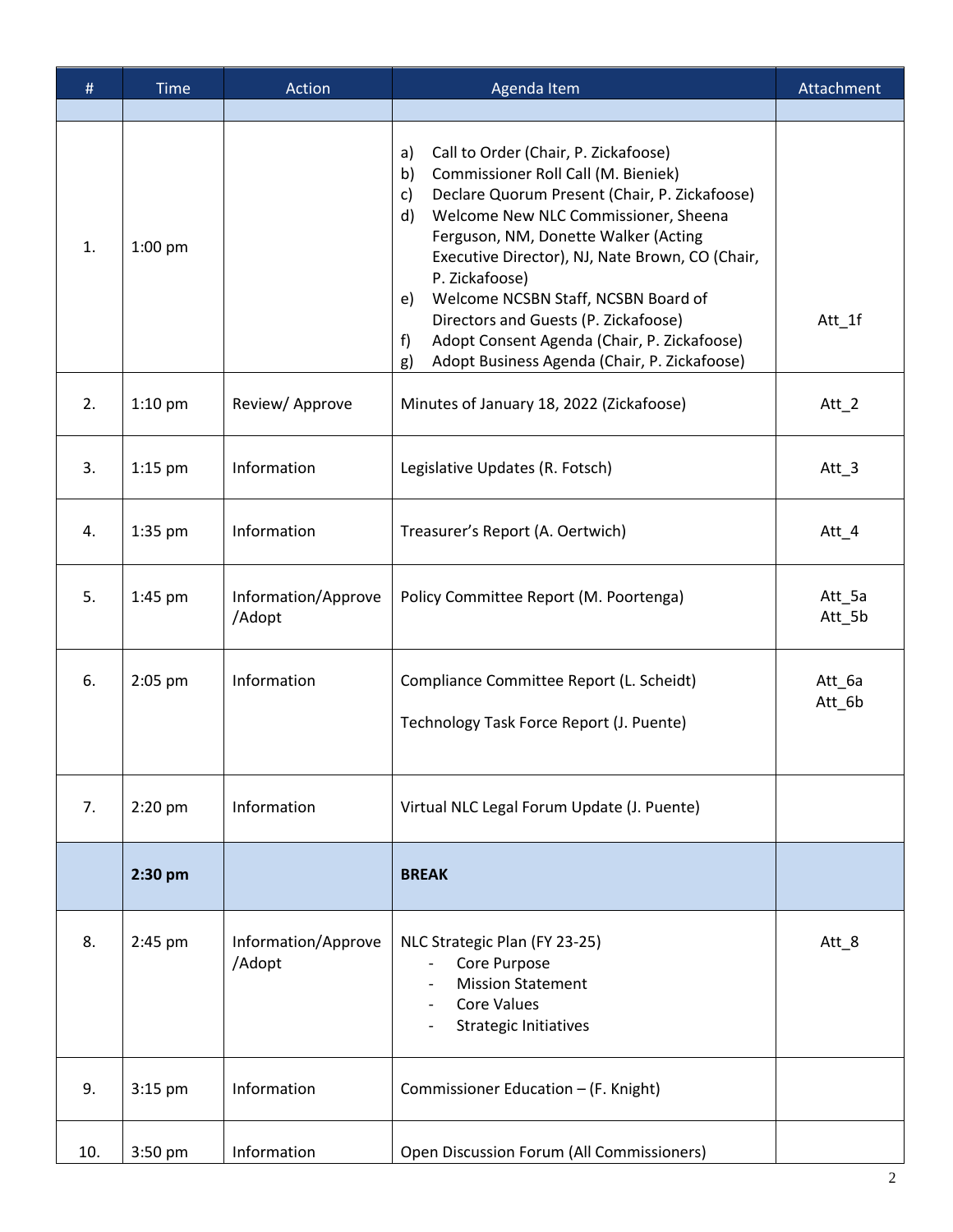| # | Time | Action | Agenda Item | Attachment |
|---|---|---|---|---|
| | | | | |
| 1. | 1:00 pm | | a) Call to Order (Chair, P. Zickafoose)<br>b) Commissioner Roll Call (M. Bieniek)<br>c) Declare Quorum Present (Chair, P. Zickafoose)<br>d) Welcome New NLC Commissioner, Sheena Ferguson, NM, Donette Walker (Acting Executive Director), NJ, Nate Brown, CO (Chair, P. Zickafoose)<br>e) Welcome NCSBN Staff, NCSBN Board of Directors and Guests (P. Zickafoose)<br>f) Adopt Consent Agenda (Chair, P. Zickafoose)<br>g) Adopt Business Agenda (Chair, P. Zickafoose) | Att_1f |
| 2. | 1:10 pm | Review/ Approve | Minutes of January 18, 2022 (Zickafoose) | Att_2 |
| 3. | 1:15 pm | Information | Legislative Updates (R. Fotsch) | Att_3 |
| 4. | 1:35 pm | Information | Treasurer's Report (A. Oertwich) | Att_4 |
| 5. | 1:45 pm | Information/Approve /Adopt | Policy Committee Report (M. Poortenga) | Att_5a<br>Att_5b |
| 6. | 2:05 pm | Information | Compliance Committee Report (L. Scheidt)<br><br>Technology Task Force Report (J. Puente) | Att_6a<br>Att_6b |
| 7. | 2:20 pm | Information | Virtual NLC Legal Forum Update (J. Puente) | |
| | **2:30 pm** | | **BREAK** | |
| 8. | 2:45 pm | Information/Approve /Adopt | NLC Strategic Plan (FY 23-25)<br>- Core Purpose<br>- Mission Statement<br>- Core Values<br>- Strategic Initiatives | Att_8 |
| 9. | 3:15 pm | Information | Commissioner Education – (F. Knight) | |
| 10. | 3:50 pm | Information | Open Discussion Forum (All Commissioners) | |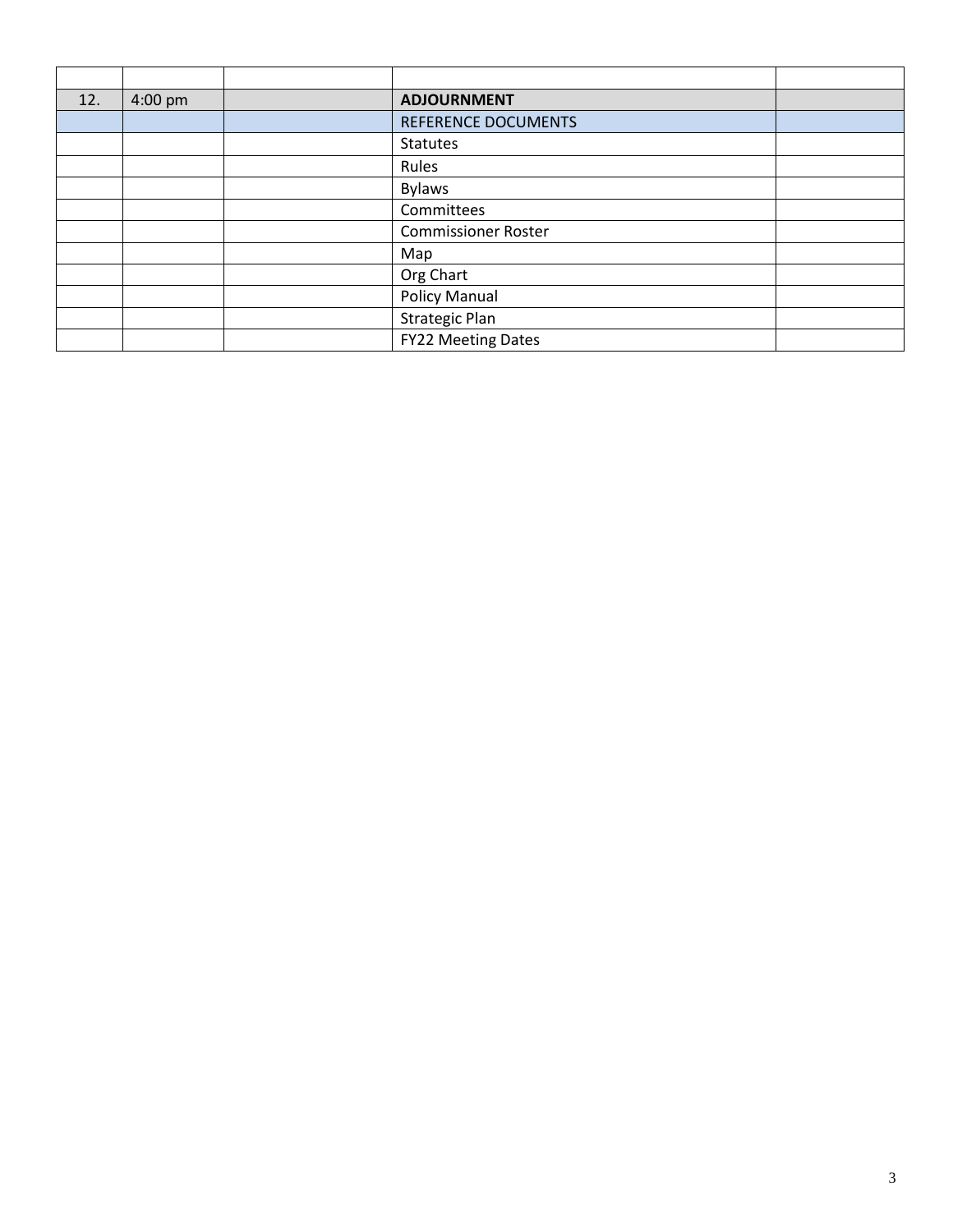| | | | | |
|---|---|---|---|---|
| | | | | |
| 12. | 4:00 pm | | **ADJOURNMENT** | |
| | | | REFERENCE DOCUMENTS | |
| | | | Statutes | |
| | | | Rules | |
| | | | Bylaws | |
| | | | Committees | |
| | | | Commissioner Roster | |
| | | | Map | |
| | | | Org Chart | |
| | | | Policy Manual | |
| | | | Strategic Plan | |
| | | | FY22 Meeting Dates | |